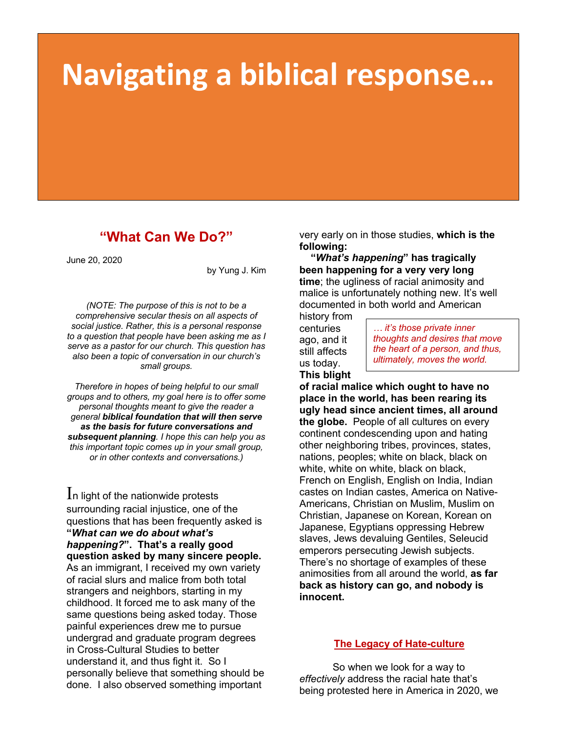# Navigating a biblical response…

## "What Can We Do?"

June 20, 2020

by Yung J. Kim

*(NOTE: The purpose of this is not to be a comprehensive secular thesis on all aspects of social justice. Rather, this is a personal response to a question that people have been asking me as I serve as a pastor for our church. This question has also been a topic of conversation in our church's small groups.*

*Therefore in hopes of being helpful to our small groups and to others, my goal here is to offer some personal thoughts meant to give the reader a general **biblical foundation that will then serve as the basis for future conversations and subsequent planning**. I hope this can help you as this important topic comes up in your small group, or in other contexts and conversations.)*

In light of the nationwide protests surrounding racial injustice, one of the questions that has been frequently asked is **"*What can we do about what's happening?*". That's a really good question asked by many sincere people.** As an immigrant, I received my own variety of racial slurs and malice from both total strangers and neighbors, starting in my childhood. It forced me to ask many of the same questions being asked today. Those painful experiences drew me to pursue undergrad and graduate program degrees in Cross-Cultural Studies to better understand it, and thus fight it. So I personally believe that something should be done. I also observed something important very early on in those studies, **which is the following:**

**"*What's happening*" has tragically been happening for a very very long time**; the ugliness of racial animosity and malice is unfortunately nothing new. It's well documented in both world and American history from centuries ago, and it still affects us today. **This blight of racial malice which ought to have no place in the world, has been rearing its ugly head since ancient times, all around the globe.** People of all cultures on every continent condescending upon and hating other neighboring tribes, provinces, states, nations, peoples; white on black, black on white, white on white, black on black, French on English, English on India, Indian castes on Indian castes, America on Native-Americans, Christian on Muslim, Muslim on Christian, Japanese on Korean, Korean on Japanese, Egyptians oppressing Hebrew slaves, Jews devaluing Gentiles, Seleucid emperors persecuting Jewish subjects. There's no shortage of examples of these animosities from all around the world, **as far back as history can go, and nobody is innocent.**

> *… it's those private inner thoughts and desires that move the heart of a person, and thus, ultimately, moves the world.*

### The Legacy of Hate-culture

So when we look for a way to *effectively* address the racial hate that's being protested here in America in 2020, we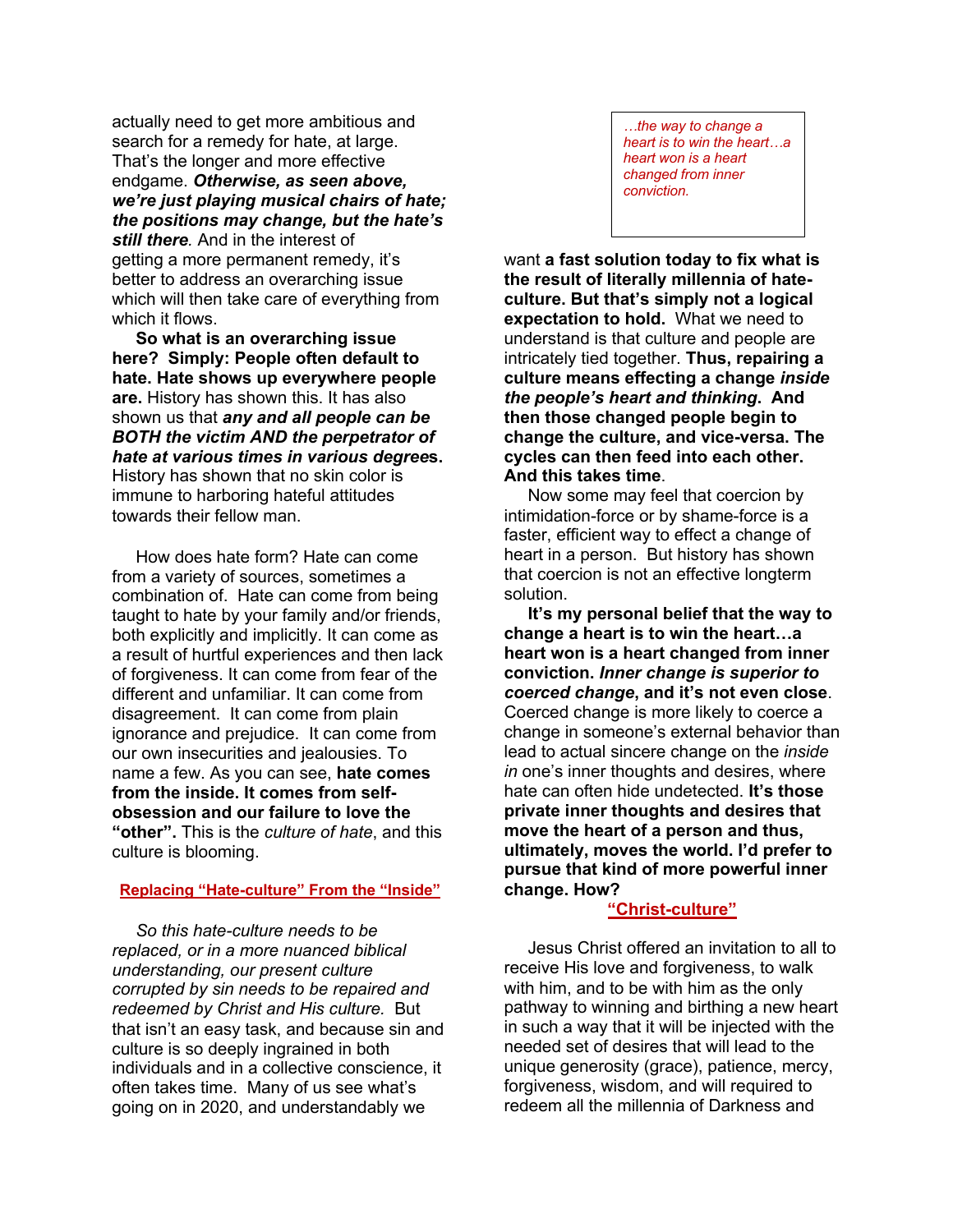actually need to get more ambitious and search for a remedy for hate, at large. That's the longer and more effective endgame. ***Otherwise, as seen above, we're just playing musical chairs of hate; the positions may change, but the hate's still there***. And in the interest of getting a more permanent remedy, it's better to address an overarching issue which will then take care of everything from which it flows.

**So what is an overarching issue here? Simply: People often default to hate. Hate shows up everywhere people are.** History has shown this. It has also shown us that ***any and all people can be BOTH the victim AND the perpetrator of hate at various times in various degrees*****.** History has shown that no skin color is immune to harboring hateful attitudes towards their fellow man.

How does hate form? Hate can come from a variety of sources, sometimes a combination of. Hate can come from being taught to hate by your family and/or friends, both explicitly and implicitly. It can come as a result of hurtful experiences and then lack of forgiveness. It can come from fear of the different and unfamiliar. It can come from disagreement. It can come from plain ignorance and prejudice. It can come from our own insecurities and jealousies. To name a few. As you can see, **hate comes from the inside. It comes from self-obsession and our failure to love the "other".** This is the *culture of hate*, and this culture is blooming.

## Replacing "Hate-culture" From the "Inside"

*So this hate-culture needs to be replaced, or in a more nuanced biblical understanding, our present culture corrupted by sin needs to be repaired and redeemed by Christ and His culture.* But that isn't an easy task, and because sin and culture is so deeply ingrained in both individuals and in a collective conscience, it often takes time. Many of us see what's going on in 2020, and understandably we want **a fast solution today to fix what is the result of literally millennia of hate-culture. But that's simply not a logical expectation to hold.** What we need to understand is that culture and people are intricately tied together. **Thus, repairing a culture means effecting a change *inside the people's heart and thinking*. And then those changed people begin to change the culture, and vice-versa. The cycles can then feed into each other. And this takes time**.

> *…the way to change a heart is to win the heart…a heart won is a heart changed from inner conviction.*

Now some may feel that coercion by intimidation-force or by shame-force is a faster, efficient way to effect a change of heart in a person. But history has shown that coercion is not an effective longterm solution.

**It's my personal belief that the way to change a heart is to win the heart…a heart won is a heart changed from inner conviction. *Inner change is superior to coerced change*, and it's not even close**. Coerced change is more likely to coerce a change in someone's external behavior than lead to actual sincere change on the *inside in* one's inner thoughts and desires, where hate can often hide undetected. **It's those private inner thoughts and desires that move the heart of a person and thus, ultimately, moves the world. I'd prefer to pursue that kind of more powerful inner change. How?**

## "Christ-culture"

Jesus Christ offered an invitation to all to receive His love and forgiveness, to walk with him, and to be with him as the only pathway to winning and birthing a new heart in such a way that it will be injected with the needed set of desires that will lead to the unique generosity (grace), patience, mercy, forgiveness, wisdom, and will required to redeem all the millennia of Darkness and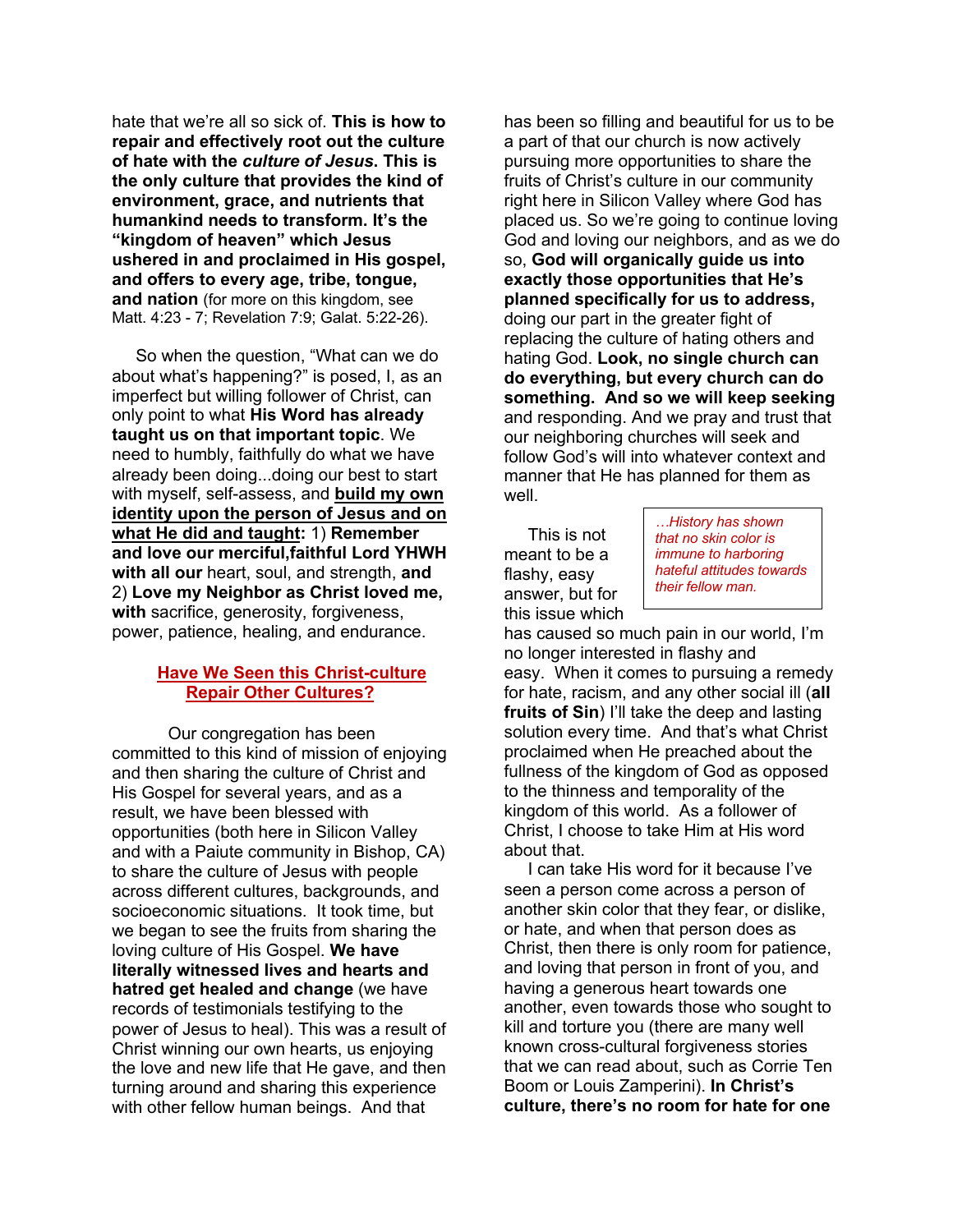hate that we're all so sick of. **This is how to repair and effectively root out the culture of hate with the *culture of Jesus*. This is the only culture that provides the kind of environment, grace, and nutrients that humankind needs to transform. It's the "kingdom of heaven" which Jesus ushered in and proclaimed in His gospel, and offers to every age, tribe, tongue, and nation** (for more on this kingdom, see Matt. 4:23 - 7; Revelation 7:9; Galat. 5:22-26).

So when the question, "What can we do about what's happening?" is posed, I, as an imperfect but willing follower of Christ, can only point to what **His Word has already taught us on that important topic**. We need to humbly, faithfully do what we have already been doing...doing our best to start with myself, self-assess, and **build my own identity upon the person of Jesus and on what He did and taught:** 1) **Remember and love our merciful,faithful Lord YHWH with all our** heart, soul, and strength, **and** 2) **Love my Neighbor as Christ loved me, with** sacrifice, generosity, forgiveness, power, patience, healing, and endurance.

## Have We Seen this Christ-culture Repair Other Cultures?

Our congregation has been committed to this kind of mission of enjoying and then sharing the culture of Christ and His Gospel for several years, and as a result, we have been blessed with opportunities (both here in Silicon Valley and with a Paiute community in Bishop, CA) to share the culture of Jesus with people across different cultures, backgrounds, and socioeconomic situations. It took time, but we began to see the fruits from sharing the loving culture of His Gospel. **We have literally witnessed lives and hearts and hatred get healed and change** (we have records of testimonials testifying to the power of Jesus to heal). This was a result of Christ winning our own hearts, us enjoying the love and new life that He gave, and then turning around and sharing this experience with other fellow human beings. And that has been so filling and beautiful for us to be a part of that our church is now actively pursuing more opportunities to share the fruits of Christ's culture in our community right here in Silicon Valley where God has placed us. So we're going to continue loving God and loving our neighbors, and as we do so, **God will organically guide us into exactly those opportunities that He's planned specifically for us to address,** doing our part in the greater fight of replacing the culture of hating others and hating God. **Look, no single church can do everything, but every church can do something. And so we will keep seeking** and responding. And we pray and trust that our neighboring churches will seek and follow God's will into whatever context and manner that He has planned for them as well.

*...History has shown that no skin color is immune to harboring hateful attitudes towards their fellow man.*

This is not meant to be a flashy, easy answer, but for this issue which has caused so much pain in our world, I'm no longer interested in flashy and easy. When it comes to pursuing a remedy for hate, racism, and any other social ill (**all fruits of Sin**) I'll take the deep and lasting solution every time. And that's what Christ proclaimed when He preached about the fullness of the kingdom of God as opposed to the thinness and temporality of the kingdom of this world. As a follower of Christ, I choose to take Him at His word about that.

I can take His word for it because I've seen a person come across a person of another skin color that they fear, or dislike, or hate, and when that person does as Christ, then there is only room for patience, and loving that person in front of you, and having a generous heart towards one another, even towards those who sought to kill and torture you (there are many well known cross-cultural forgiveness stories that we can read about, such as Corrie Ten Boom or Louis Zamperini). **In Christ's culture, there's no room for hate for one**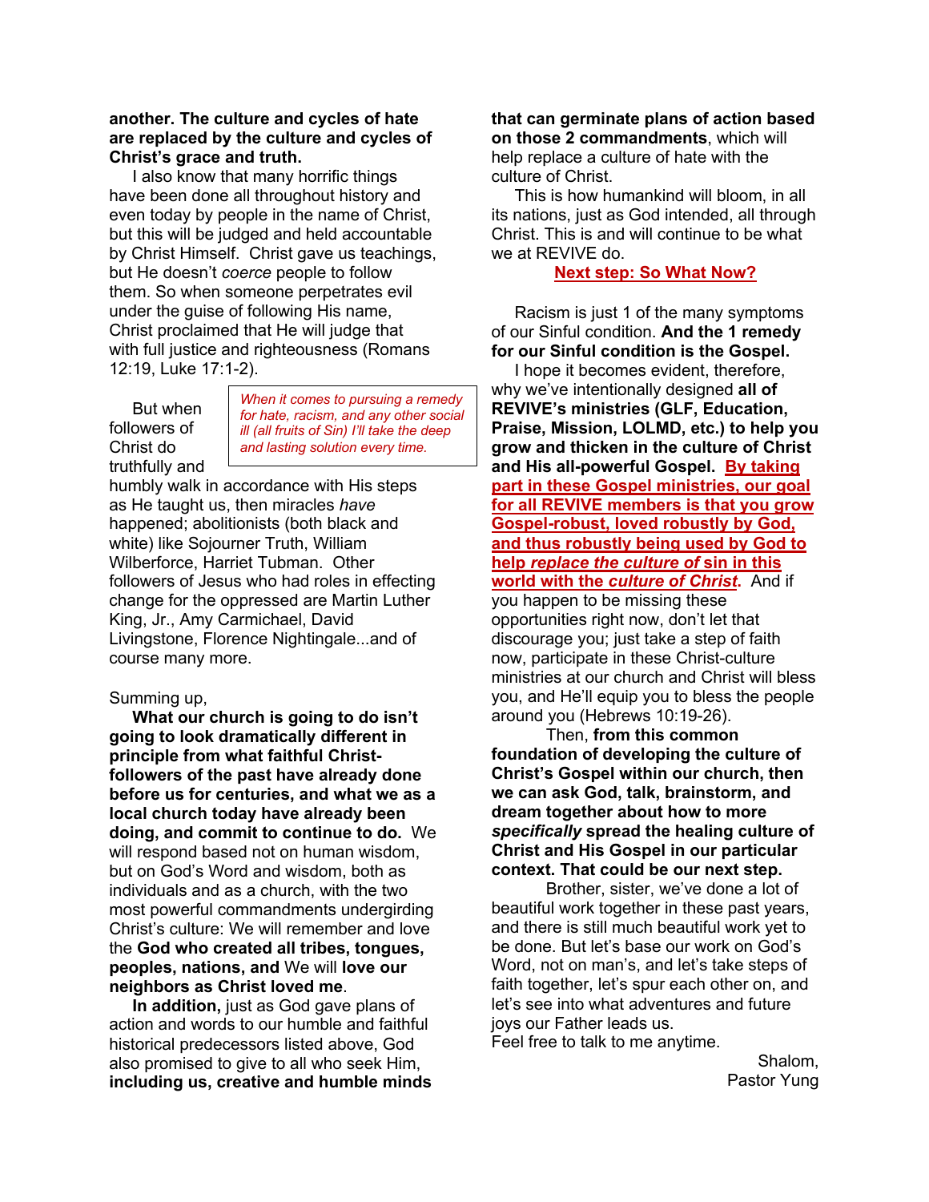**another. The culture and cycles of hate are replaced by the culture and cycles of Christ's grace and truth.**

I also know that many horrific things have been done all throughout history and even today by people in the name of Christ, but this will be judged and held accountable by Christ Himself. Christ gave us teachings, but He doesn't *coerce* people to follow them. So when someone perpetrates evil under the guise of following His name, Christ proclaimed that He will judge that with full justice and righteousness (Romans 12:19, Luke 17:1-2).

> *When it comes to pursuing a remedy for hate, racism, and any other social ill (all fruits of Sin) I'll take the deep and lasting solution every time.*

But when followers of Christ do truthfully and humbly walk in accordance with His steps as He taught us, then miracles *have* happened; abolitionists (both black and white) like Sojourner Truth, William Wilberforce, Harriet Tubman. Other followers of Jesus who had roles in effecting change for the oppressed are Martin Luther King, Jr., Amy Carmichael, David Livingstone, Florence Nightingale...and of course many more.

Summing up,

**What our church is going to do isn't going to look dramatically different in principle from what faithful Christ-followers of the past have already done before us for centuries, and what we as a local church today have already been doing, and commit to continue to do.** We will respond based not on human wisdom, but on God's Word and wisdom, both as individuals and as a church, with the two most powerful commandments undergirding Christ's culture: We will remember and love the **God who created all tribes, tongues, peoples, nations, and** We will **love our neighbors as Christ loved me**.

**In addition,** just as God gave plans of action and words to our humble and faithful historical predecessors listed above, God also promised to give to all who seek Him, **including us, creative and humble minds that can germinate plans of action based on those 2 commandments**, which will help replace a culture of hate with the culture of Christ.

This is how humankind will bloom, in all its nations, just as God intended, all through Christ. This is and will continue to be what we at REVIVE do.

## Next step: So What Now?

Racism is just 1 of the many symptoms of our Sinful condition. **And the 1 remedy for our Sinful condition is the Gospel.**

I hope it becomes evident, therefore, why we've intentionally designed **all of REVIVE's ministries (GLF, Education, Praise, Mission, LOLMD, etc.) to help you grow and thicken in the culture of Christ and His all-powerful Gospel.** **By taking part in these Gospel ministries, our goal for all REVIVE members is that you grow Gospel-robust, loved robustly by God, and thus robustly being used by God to help *replace the culture of* sin in this world with the *culture of Christ*.** And if you happen to be missing these opportunities right now, don't let that discourage you; just take a step of faith now, participate in these Christ-culture ministries at our church and Christ will bless you, and He'll equip you to bless the people around you (Hebrews 10:19-26).

Then, **from this common foundation of developing the culture of Christ's Gospel within our church, then we can ask God, talk, brainstorm, and dream together about how to more *specifically* spread the healing culture of Christ and His Gospel in our particular context. That could be our next step.**

Brother, sister, we've done a lot of beautiful work together in these past years, and there is still much beautiful work yet to be done. But let's base our work on God's Word, not on man's, and let's take steps of faith together, let's spur each other on, and let's see into what adventures and future joys our Father leads us.

Feel free to talk to me anytime.

Shalom,
Pastor Yung